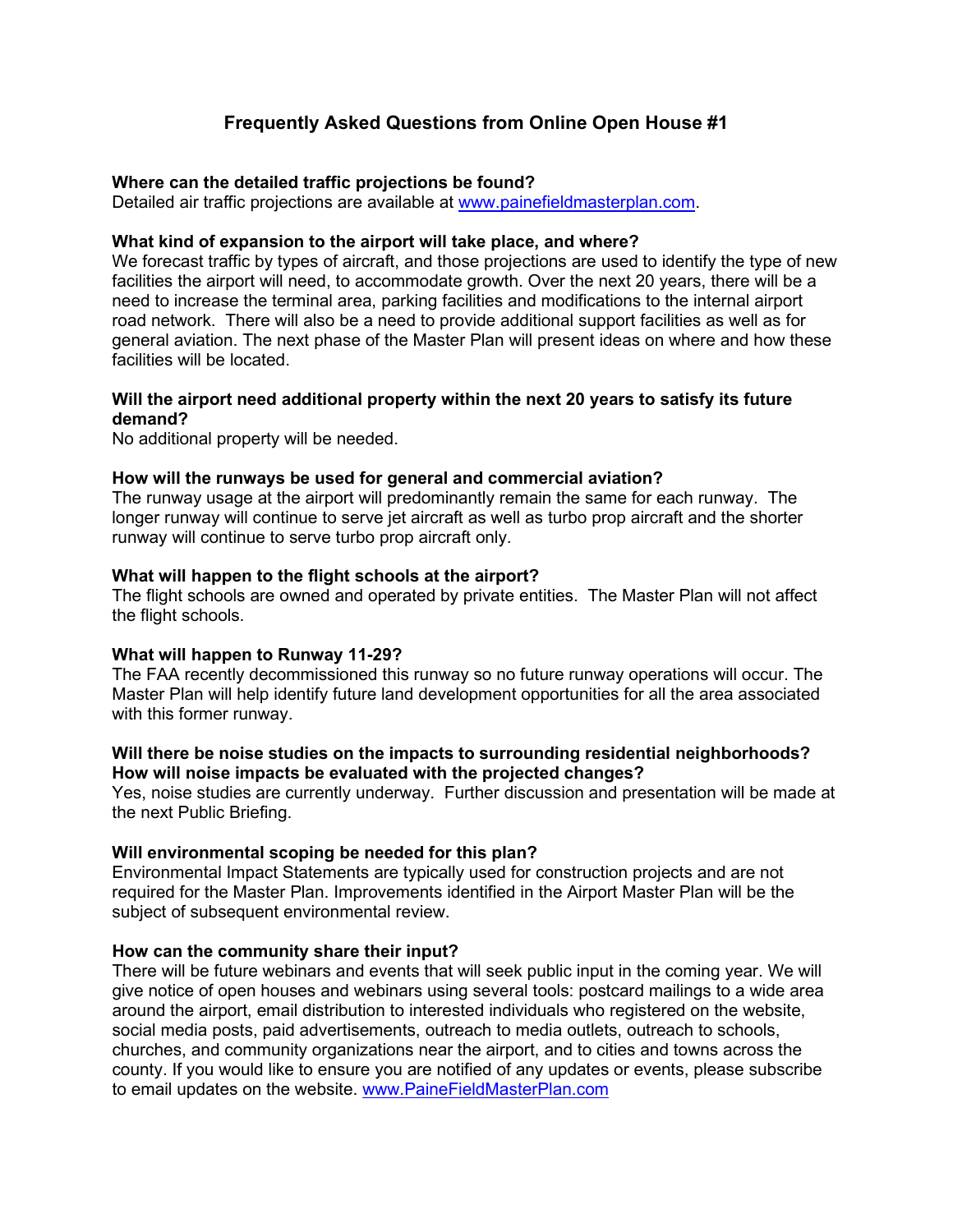# Frequently Asked Questions from Online Open House #1

**Where can the detailed traffic projections be found?**
Detailed air traffic projections are available at [www.painefieldmasterplan.com](http://www.painefieldmasterplan.com).

**What kind of expansion to the airport will take place, and where?**
We forecast traffic by types of aircraft, and those projections are used to identify the type of new facilities the airport will need, to accommodate growth. Over the next 20 years, there will be a need to increase the terminal area, parking facilities and modifications to the internal airport road network. There will also be a need to provide additional support facilities as well as for general aviation. The next phase of the Master Plan will present ideas on where and how these facilities will be located.

**Will the airport need additional property within the next 20 years to satisfy its future demand?**
No additional property will be needed.

**How will the runways be used for general and commercial aviation?**
The runway usage at the airport will predominantly remain the same for each runway. The longer runway will continue to serve jet aircraft as well as turbo prop aircraft and the shorter runway will continue to serve turbo prop aircraft only.

**What will happen to the flight schools at the airport?**
The flight schools are owned and operated by private entities. The Master Plan will not affect the flight schools.

**What will happen to Runway 11-29?**
The FAA recently decommissioned this runway so no future runway operations will occur. The Master Plan will help identify future land development opportunities for all the area associated with this former runway.

**Will there be noise studies on the impacts to surrounding residential neighborhoods? How will noise impacts be evaluated with the projected changes?**
Yes, noise studies are currently underway. Further discussion and presentation will be made at the next Public Briefing.

**Will environmental scoping be needed for this plan?**
Environmental Impact Statements are typically used for construction projects and are not required for the Master Plan. Improvements identified in the Airport Master Plan will be the subject of subsequent environmental review.

**How can the community share their input?**
There will be future webinars and events that will seek public input in the coming year. We will give notice of open houses and webinars using several tools: postcard mailings to a wide area around the airport, email distribution to interested individuals who registered on the website, social media posts, paid advertisements, outreach to media outlets, outreach to schools, churches, and community organizations near the airport, and to cities and towns across the county. If you would like to ensure you are notified of any updates or events, please subscribe to email updates on the website. [www.PaineFieldMasterPlan.com](http://www.PaineFieldMasterPlan.com)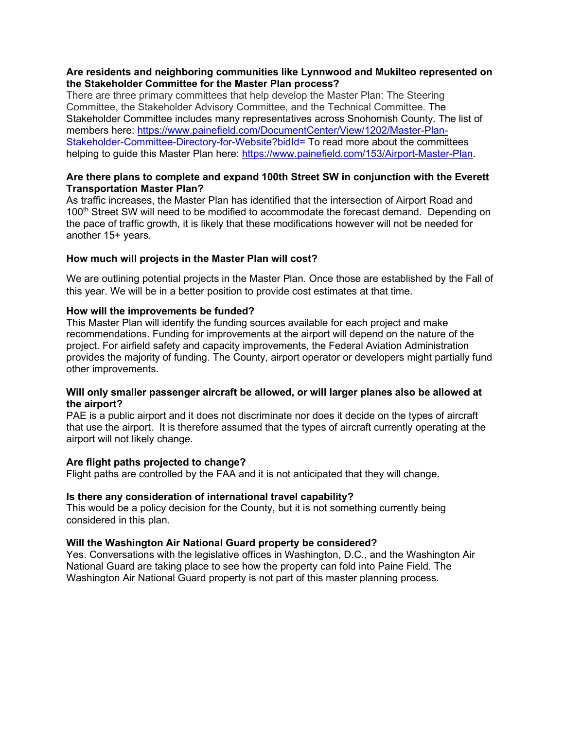**Are residents and neighboring communities like Lynnwood and Mukilteo represented on the Stakeholder Committee for the Master Plan process?**
There are three primary committees that help develop the Master Plan: The Steering Committee, the Stakeholder Advisory Committee, and the Technical Committee. The Stakeholder Committee includes many representatives across Snohomish County. The list of members here: https://www.painefield.com/DocumentCenter/View/1202/Master-Plan-Stakeholder-Committee-Directory-for-Website?bidId= To read more about the committees helping to guide this Master Plan here: https://www.painefield.com/153/Airport-Master-Plan.

**Are there plans to complete and expand 100th Street SW in conjunction with the Everett Transportation Master Plan?**
As traffic increases, the Master Plan has identified that the intersection of Airport Road and 100th Street SW will need to be modified to accommodate the forecast demand. Depending on the pace of traffic growth, it is likely that these modifications however will not be needed for another 15+ years.

**How much will projects in the Master Plan will cost?**

We are outlining potential projects in the Master Plan. Once those are established by the Fall of this year. We will be in a better position to provide cost estimates at that time.

**How will the improvements be funded?**
This Master Plan will identify the funding sources available for each project and make recommendations. Funding for improvements at the airport will depend on the nature of the project. For airfield safety and capacity improvements, the Federal Aviation Administration provides the majority of funding. The County, airport operator or developers might partially fund other improvements.

**Will only smaller passenger aircraft be allowed, or will larger planes also be allowed at the airport?**
PAE is a public airport and it does not discriminate nor does it decide on the types of aircraft that use the airport. It is therefore assumed that the types of aircraft currently operating at the airport will not likely change.

**Are flight paths projected to change?**
Flight paths are controlled by the FAA and it is not anticipated that they will change.

**Is there any consideration of international travel capability?**
This would be a policy decision for the County, but it is not something currently being considered in this plan.

**Will the Washington Air National Guard property be considered?**
Yes. Conversations with the legislative offices in Washington, D.C., and the Washington Air National Guard are taking place to see how the property can fold into Paine Field. The Washington Air National Guard property is not part of this master planning process.